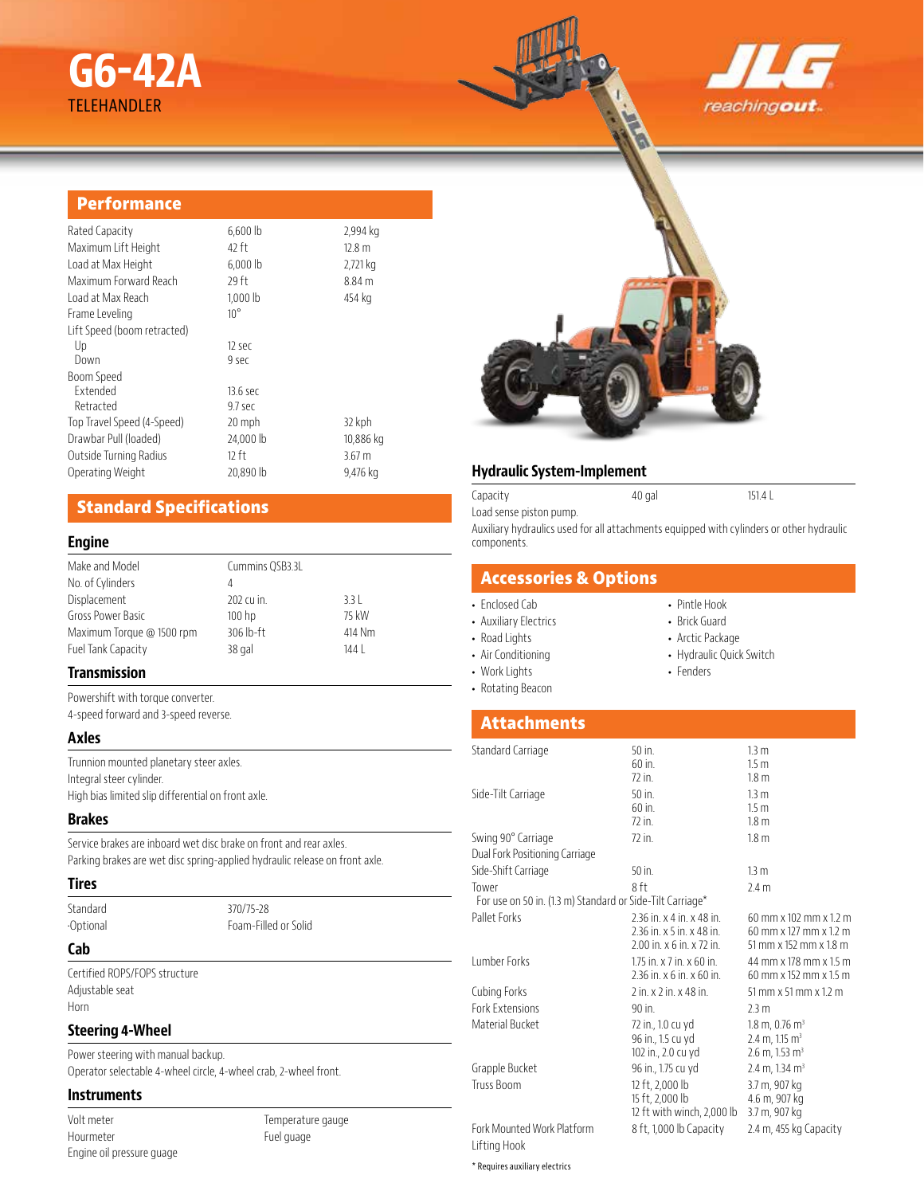# G6-42A

TELEHANDLER

JLG reachingout.

## Performance

| | | |
|---|---|---|
| Rated Capacity | 6,600 lb | 2,994 kg |
| Maximum Lift Height | 42 ft | 12.8 m |
| Load at Max Height | 6,000 lb | 2,721 kg |
| Maximum Forward Reach | 29 ft | 8.84 m |
| Load at Max Reach | 1,000 lb | 454 kg |
| Frame Leveling | 10° | |
| Lift Speed (boom retracted) | | |
| Up | 12 sec | |
| Down | 9 sec | |
| Boom Speed | | |
| Extended | 13.6 sec | |
| Retracted | 9.7 sec | |
| Top Travel Speed (4-Speed) | 20 mph | 32 kph |
| Drawbar Pull (loaded) | 24,000 lb | 10,886 kg |
| Outside Turning Radius | 12 ft | 3.67 m |
| Operating Weight | 20,890 lb | 9,476 kg |

## Standard Specifications

### Engine

| | | |
|---|---|---|
| Make and Model | Cummins QSB3.3L | |
| No. of Cylinders | 4 | |
| Displacement | 202 cu in. | 3.3 L |
| Gross Power Basic | 100 hp | 75 kW |
| Maximum Torque @ 1500 rpm | 306 lb-ft | 414 Nm |
| Fuel Tank Capacity | 38 gal | 144 L |

### Transmission

Powershift with torque converter.
4-speed forward and 3-speed reverse.

### Axles

Trunnion mounted planetary steer axles.
Integral steer cylinder.
High bias limited slip differential on front axle.

### Brakes

Service brakes are inboard wet disc brake on front and rear axles.
Parking brakes are wet disc spring-applied hydraulic release on front axle.

### Tires

| | |
|---|---|
| Standard | 370/75-28 |
| -Optional | Foam-Filled or Solid |

### Cab

Certified ROPS/FOPS structure
Adjustable seat
Horn

### Steering 4-Wheel

Power steering with manual backup.
Operator selectable 4-wheel circle, 4-wheel crab, 2-wheel front.

### Instruments

- Volt meter
- Hourmeter
- Engine oil pressure guage
- Temperature gauge
- Fuel guage

## Hydraulic System-Implement

| | | |
|---|---|---|
| Capacity | 40 gal | 151.4 L |

Load sense piston pump.
Auxiliary hydraulics used for all attachments equipped with cylinders or other hydraulic components.

## Accessories & Options

- Enclosed Cab
- Auxiliary Electrics
- Road Lights
- Air Conditioning
- Work Lights
- Rotating Beacon
- Pintle Hook
- Brick Guard
- Arctic Package
- Hydraulic Quick Switch
- Fenders

## Attachments

| | | |
|---|---|---|
| Standard Carriage | 50 in.<br>60 in.<br>72 in. | 1.3 m<br>1.5 m<br>1.8 m |
| Side-Tilt Carriage | 50 in.<br>60 in.<br>72 in. | 1.3 m<br>1.5 m<br>1.8 m |
| Swing 90° Carriage | 72 in. | 1.8 m |
| Dual Fork Positioning Carriage | | |
| Side-Shift Carriage | 50 in. | 1.3 m |
| Tower | 8 ft | 2.4 m |
| For use on 50 in. (1.3 m) Standard or Side-Tilt Carriage* | | |
| Pallet Forks | 2.36 in. x 4 in. x 48 in.<br>2.36 in. x 5 in. x 48 in.<br>2.00 in. x 6 in. x 72 in. | 60 mm x 102 mm x 1.2 m<br>60 mm x 127 mm x 1.2 m<br>51 mm x 152 mm x 1.8 m |
| Lumber Forks | 1.75 in. x 7 in. x 60 in.<br>2.36 in. x 6 in. x 60 in. | 44 mm x 178 mm x 1.5 m<br>60 mm x 152 mm x 1.5 m |
| Cubing Forks | 2 in. x 2 in. x 48 in. | 51 mm x 51 mm x 1.2 m |
| Fork Extensions | 90 in. | 2.3 m |
| Material Bucket | 72 in., 1.0 cu yd<br>96 in., 1.5 cu yd<br>102 in., 2.0 cu yd | 1.8 m, 0.76 m³<br>2.4 m, 1.15 m³<br>2.6 m, 1.53 m³ |
| Grapple Bucket | 96 in., 1.75 cu yd | 2.4 m, 1.34 m³ |
| Truss Boom | 12 ft, 2,000 lb<br>15 ft, 2,000 lb<br>12 ft with winch, 2,000 lb | 3.7 m, 907 kg<br>4.6 m, 907 kg<br>3.7 m, 907 kg |
| Fork Mounted Work Platform | 8 ft, 1,000 lb Capacity | 2.4 m, 455 kg Capacity |
| Lifting Hook | | |

\* Requires auxiliary electrics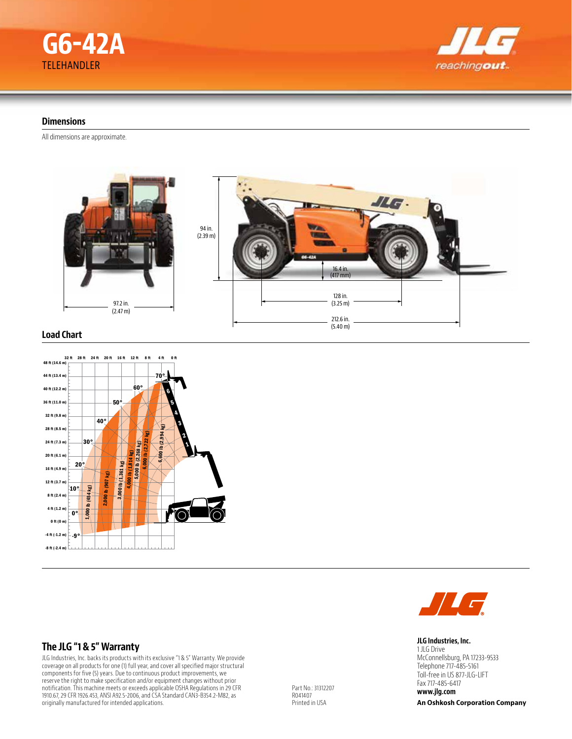# G6-42A

TELEHANDLER

## Dimensions

All dimensions are approximate.

94 in.
(2.39 m)

16.4 in.
(417 mm)

97.2 in.
(2.47 m)

128 in.
(3.25 m)

212.6 in.
(5.40 m)

## Load Chart

32 ft 28 ft 24 ft 20 ft 16 ft 12 ft 8 ft 4 ft 0 ft

48 ft (14.6 m)
44 ft (13.4 m)
40 ft (12.2 m)
36 ft (11.0 m)
32 ft (9.8 m)
28 ft (8.5 m)
24 ft (7.3 m)
20 ft (6.1 m)
16 ft (4.9 m)
12 ft (3.7 m)
8 ft (2.4 m)
4 ft (1.2 m)
0 ft (0 m)
-4 ft (-1.2 m)
-8 ft (-2.4 m)

70°
60°
50°
40°
30°
20°
10°
0°
-9°

6
5
4
3
2
1

1,000 lb (454 kg)
2,000 lb (907 kg)
3,000 lb (1,361 kg)
4,000 lb (1,814 kg)
5,000 lb (2,268 kg)
6,000 lb (2,722 kg)
6,600 lb (2,994 kg)

## The JLG "1 & 5" Warranty

JLG Industries, Inc. backs its products with its exclusive "1 & 5" Warranty. We provide coverage on all products for one (1) full year, and cover all specified major structural components for five (5) years. Due to continuous product improvements, we reserve the right to make specification and/or equipment changes without prior notification. This machine meets or exceeds applicable OSHA Regulations in 29 CFR 1910.67, 29 CFR 1926.453, ANSI A92.5-2006, and CSA Standard CAN3-B354.2-M82, as originally manufactured for intended applications.

Part No.: 31312207
R041407
Printed in USA

**JLG Industries, Inc.**
1 JLG Drive
McConnellsburg, PA 17233-9533
Telephone 717-485-5161
Toll-free in US 877-JLG-LIFT
Fax 717-485-6417
**www.jlg.com**

**An Oshkosh Corporation Company**